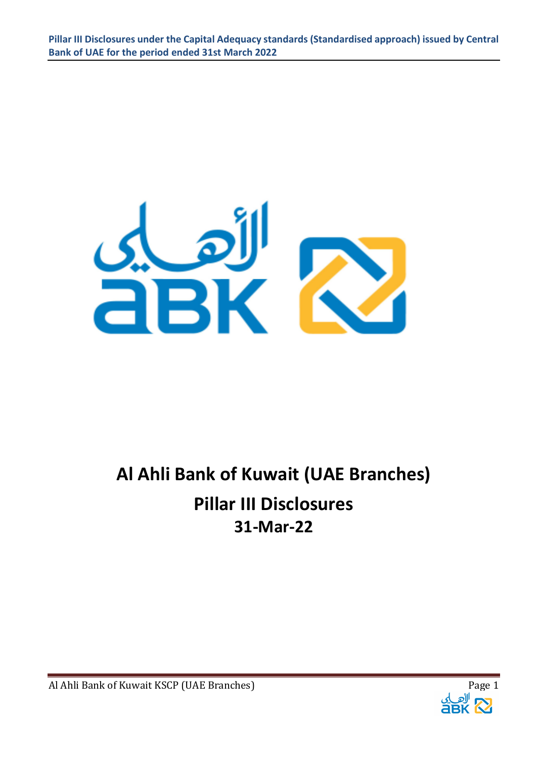# Al Ahli Bank of Kuwait (UAE Branches)

## Pillar III Disclosures

### 31-Mar-22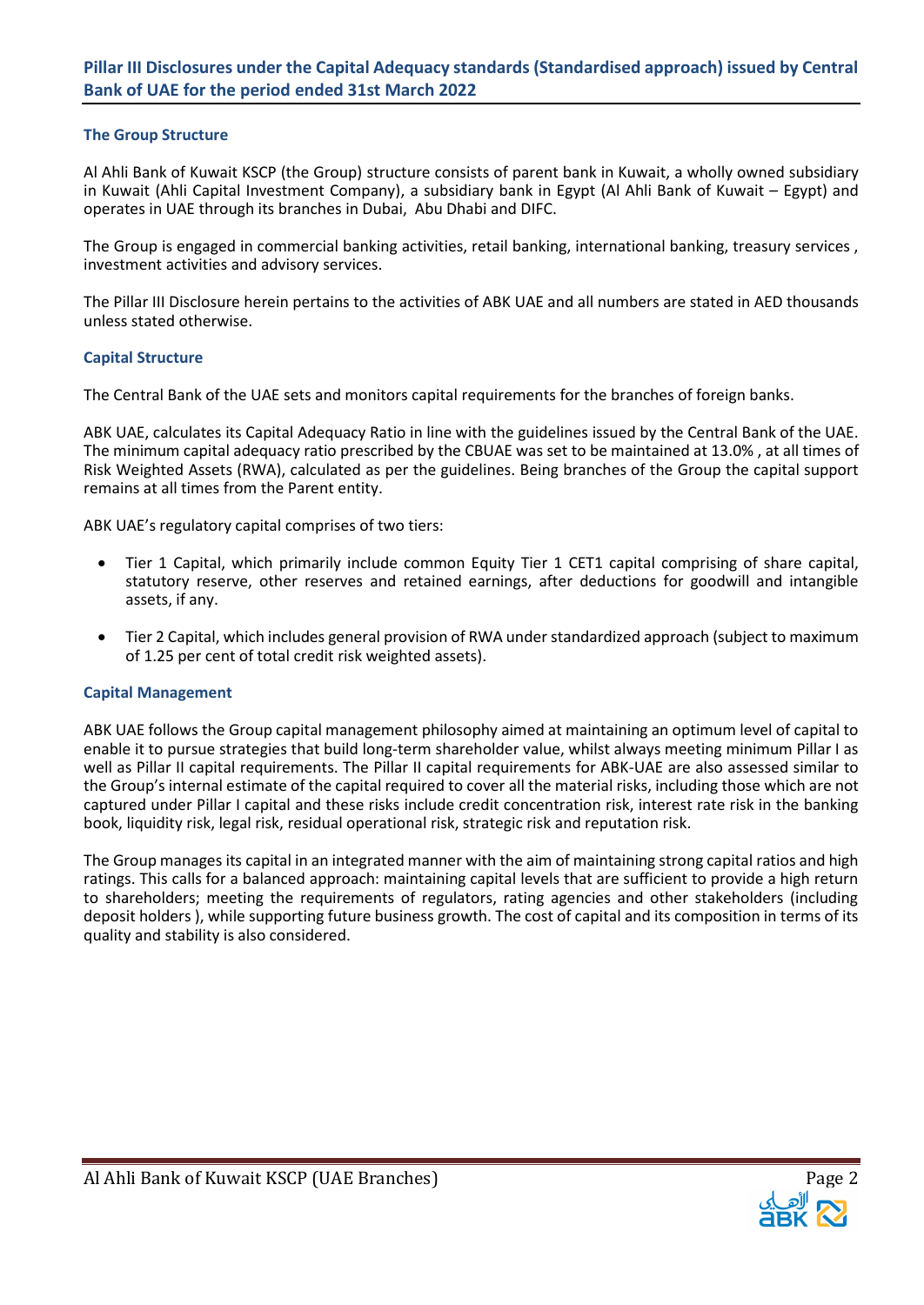## Pillar III Disclosures under the Capital Adequacy standards (Standardised approach) issued by Central Bank of UAE for the period ended 31st March 2022

### The Group Structure

Al Ahli Bank of Kuwait KSCP (the Group) structure consists of parent bank in Kuwait, a wholly owned subsidiary in Kuwait (Ahli Capital Investment Company), a subsidiary bank in Egypt (Al Ahli Bank of Kuwait – Egypt) and operates in UAE through its branches in Dubai, Abu Dhabi and DIFC.

The Group is engaged in commercial banking activities, retail banking, international banking, treasury services , investment activities and advisory services.

The Pillar III Disclosure herein pertains to the activities of ABK UAE and all numbers are stated in AED thousands unless stated otherwise.

### Capital Structure

The Central Bank of the UAE sets and monitors capital requirements for the branches of foreign banks.

ABK UAE, calculates its Capital Adequacy Ratio in line with the guidelines issued by the Central Bank of the UAE. The minimum capital adequacy ratio prescribed by the CBUAE was set to be maintained at 13.0% , at all times of Risk Weighted Assets (RWA), calculated as per the guidelines. Being branches of the Group the capital support remains at all times from the Parent entity.

ABK UAE's regulatory capital comprises of two tiers:

- Tier 1 Capital, which primarily include common Equity Tier 1 CET1 capital comprising of share capital, statutory reserve, other reserves and retained earnings, after deductions for goodwill and intangible assets, if any.
- Tier 2 Capital, which includes general provision of RWA under standardized approach (subject to maximum of 1.25 per cent of total credit risk weighted assets).

### Capital Management

ABK UAE follows the Group capital management philosophy aimed at maintaining an optimum level of capital to enable it to pursue strategies that build long-term shareholder value, whilst always meeting minimum Pillar I as well as Pillar II capital requirements. The Pillar II capital requirements for ABK-UAE are also assessed similar to the Group's internal estimate of the capital required to cover all the material risks, including those which are not captured under Pillar I capital and these risks include credit concentration risk, interest rate risk in the banking book, liquidity risk, legal risk, residual operational risk, strategic risk and reputation risk.

The Group manages its capital in an integrated manner with the aim of maintaining strong capital ratios and high ratings. This calls for a balanced approach: maintaining capital levels that are sufficient to provide a high return to shareholders; meeting the requirements of regulators, rating agencies and other stakeholders (including deposit holders ), while supporting future business growth. The cost of capital and its composition in terms of its quality and stability is also considered.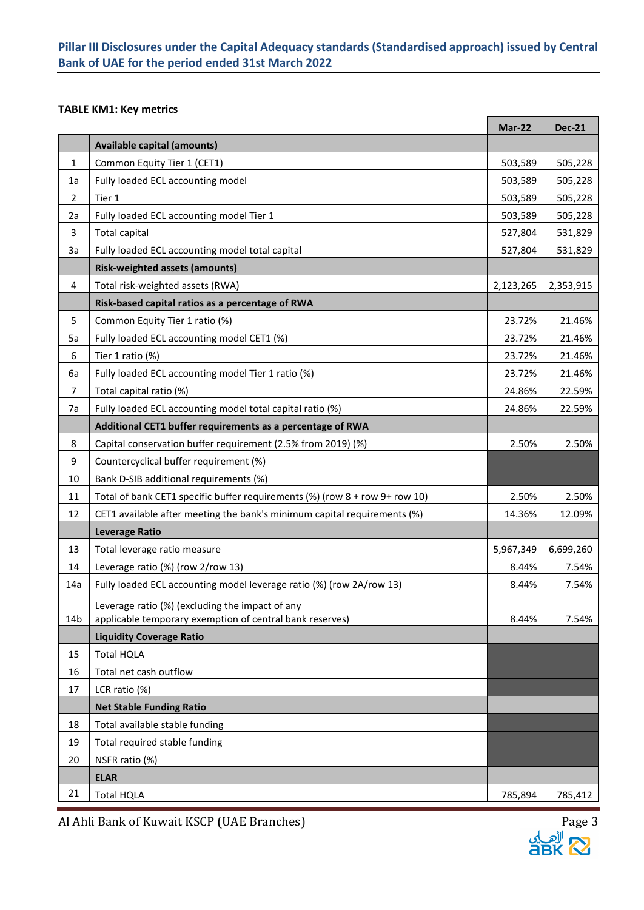## Pillar III Disclosures under the Capital Adequacy standards (Standardised approach) issued by Central Bank of UAE for the period ended 31st March 2022

**TABLE KM1: Key metrics**

| | | Mar-22 | Dec-21 |
|---|---|---|---|
| | **Available capital (amounts)** | | |
| 1 | Common Equity Tier 1 (CET1) | 503,589 | 505,228 |
| 1a | Fully loaded ECL accounting model | 503,589 | 505,228 |
| 2 | Tier 1 | 503,589 | 505,228 |
| 2a | Fully loaded ECL accounting model Tier 1 | 503,589 | 505,228 |
| 3 | Total capital | 527,804 | 531,829 |
| 3a | Fully loaded ECL accounting model total capital | 527,804 | 531,829 |
| | **Risk-weighted assets (amounts)** | | |
| 4 | Total risk-weighted assets (RWA) | 2,123,265 | 2,353,915 |
| | **Risk-based capital ratios as a percentage of RWA** | | |
| 5 | Common Equity Tier 1 ratio (%) | 23.72% | 21.46% |
| 5a | Fully loaded ECL accounting model CET1 (%) | 23.72% | 21.46% |
| 6 | Tier 1 ratio (%) | 23.72% | 21.46% |
| 6a | Fully loaded ECL accounting model Tier 1 ratio (%) | 23.72% | 21.46% |
| 7 | Total capital ratio (%) | 24.86% | 22.59% |
| 7a | Fully loaded ECL accounting model total capital ratio (%) | 24.86% | 22.59% |
| | **Additional CET1 buffer requirements as a percentage of RWA** | | |
| 8 | Capital conservation buffer requirement (2.5% from 2019) (%) | 2.50% | 2.50% |
| 9 | Countercyclical buffer requirement (%) | | |
| 10 | Bank D-SIB additional requirements (%) | | |
| 11 | Total of bank CET1 specific buffer requirements (%) (row 8 + row 9+ row 10) | 2.50% | 2.50% |
| 12 | CET1 available after meeting the bank's minimum capital requirements (%) | 14.36% | 12.09% |
| | **Leverage Ratio** | | |
| 13 | Total leverage ratio measure | 5,967,349 | 6,699,260 |
| 14 | Leverage ratio (%) (row 2/row 13) | 8.44% | 7.54% |
| 14a | Fully loaded ECL accounting model leverage ratio (%) (row 2A/row 13) | 8.44% | 7.54% |
| 14b | Leverage ratio (%) (excluding the impact of any applicable temporary exemption of central bank reserves) | 8.44% | 7.54% |
| | **Liquidity Coverage Ratio** | | |
| 15 | Total HQLA | | |
| 16 | Total net cash outflow | | |
| 17 | LCR ratio (%) | | |
| | **Net Stable Funding Ratio** | | |
| 18 | Total available stable funding | | |
| 19 | Total required stable funding | | |
| 20 | NSFR ratio (%) | | |
| | **ELAR** | | |
| 21 | Total HQLA | 785,894 | 785,412 |

Al Ahli Bank of Kuwait KSCP (UAE Branches)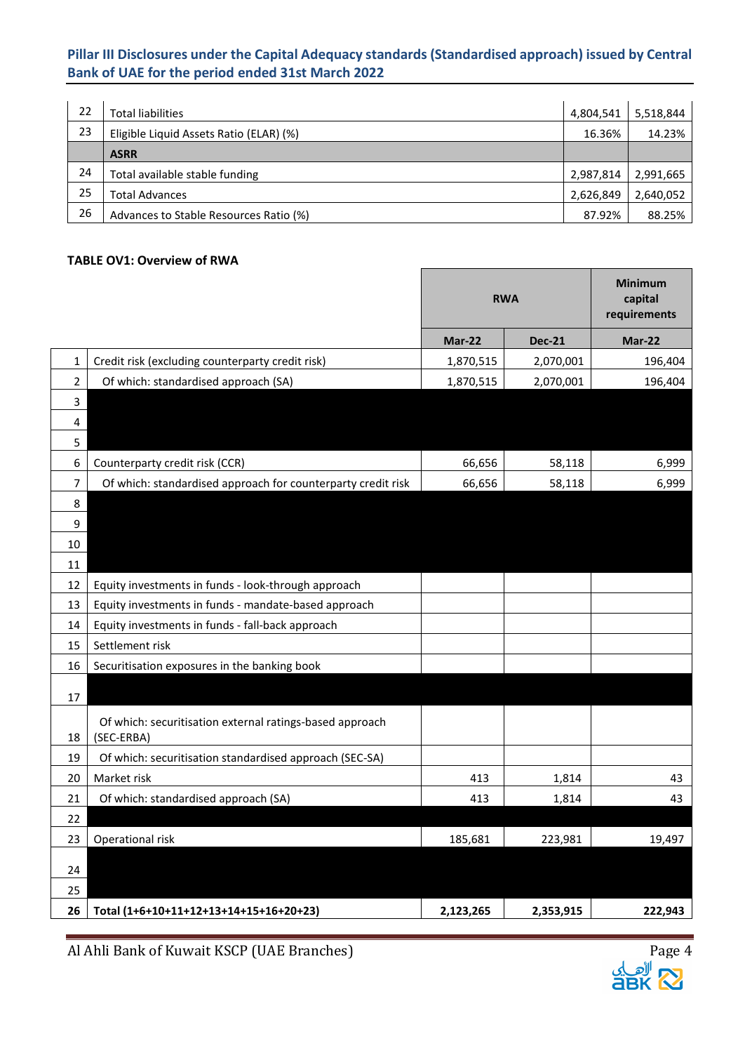| 22 | Total liabilities | 4,804,541 | 5,518,844 |
|---|---|---|---|
| 23 | Eligible Liquid Assets Ratio (ELAR) (%) | 16.36% | 14.23% |
| | **ASRR** | | |
| 24 | Total available stable funding | 2,987,814 | 2,991,665 |
| 25 | Total Advances | 2,626,849 | 2,640,052 |
| 26 | Advances to Stable Resources Ratio (%) | 87.92% | 88.25% |

**TABLE OV1: Overview of RWA**

| | | **RWA** | | **Minimum capital requirements** |
|---|---|---|---|---|
| | | **Mar-22** | **Dec-21** | **Mar-22** |
| 1 | Credit risk (excluding counterparty credit risk) | 1,870,515 | 2,070,001 | 196,404 |
| 2 | Of which: standardised approach (SA) | 1,870,515 | 2,070,001 | 196,404 |
| 3 | | | | |
| 4 | | | | |
| 5 | | | | |
| 6 | Counterparty credit risk (CCR) | 66,656 | 58,118 | 6,999 |
| 7 | Of which: standardised approach for counterparty credit risk | 66,656 | 58,118 | 6,999 |
| 8 | | | | |
| 9 | | | | |
| 10 | | | | |
| 11 | | | | |
| 12 | Equity investments in funds - look-through approach | | | |
| 13 | Equity investments in funds - mandate-based approach | | | |
| 14 | Equity investments in funds - fall-back approach | | | |
| 15 | Settlement risk | | | |
| 16 | Securitisation exposures in the banking book | | | |
| 17 | | | | |
| 18 | Of which: securitisation external ratings-based approach (SEC-ERBA) | | | |
| 19 | Of which: securitisation standardised approach (SEC-SA) | | | |
| 20 | Market risk | 413 | 1,814 | 43 |
| 21 | Of which: standardised approach (SA) | 413 | 1,814 | 43 |
| 22 | | | | |
| 23 | Operational risk | 185,681 | 223,981 | 19,497 |
| 24 | | | | |
| 25 | | | | |
| **26** | **Total (1+6+10+11+12+13+14+15+16+20+23)** | **2,123,265** | **2,353,915** | **222,943** |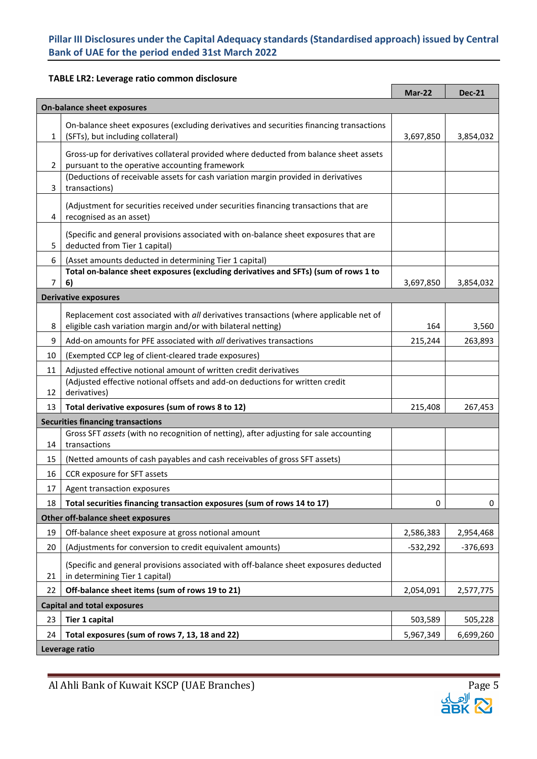**TABLE LR2: Leverage ratio common disclosure**

| | | Mar-22 | Dec-21 |
|---|---|---|---|
| **On-balance sheet exposures** | | | |
| 1 | On-balance sheet exposures (excluding derivatives and securities financing transactions (SFTs), but including collateral) | 3,697,850 | 3,854,032 |
| 2 | Gross-up for derivatives collateral provided where deducted from balance sheet assets pursuant to the operative accounting framework | | |
| 3 | (Deductions of receivable assets for cash variation margin provided in derivatives transactions) | | |
| 4 | (Adjustment for securities received under securities financing transactions that are recognised as an asset) | | |
| 5 | (Specific and general provisions associated with on-balance sheet exposures that are deducted from Tier 1 capital) | | |
| 6 | (Asset amounts deducted in determining Tier 1 capital) | | |
| 7 | **Total on-balance sheet exposures (excluding derivatives and SFTs) (sum of rows 1 to 6)** | 3,697,850 | 3,854,032 |
| **Derivative exposures** | | | |
| 8 | Replacement cost associated with *all* derivatives transactions (where applicable net of eligible cash variation margin and/or with bilateral netting) | 164 | 3,560 |
| 9 | Add-on amounts for PFE associated with *all* derivatives transactions | 215,244 | 263,893 |
| 10 | (Exempted CCP leg of client-cleared trade exposures) | | |
| 11 | Adjusted effective notional amount of written credit derivatives | | |
| 12 | (Adjusted effective notional offsets and add-on deductions for written credit derivatives) | | |
| 13 | **Total derivative exposures (sum of rows 8 to 12)** | 215,408 | 267,453 |
| **Securities financing transactions** | | | |
| 14 | Gross SFT *assets* (with no recognition of netting), after adjusting for sale accounting transactions | | |
| 15 | (Netted amounts of cash payables and cash receivables of gross SFT assets) | | |
| 16 | CCR exposure for SFT assets | | |
| 17 | Agent transaction exposures | | |
| 18 | **Total securities financing transaction exposures (sum of rows 14 to 17)** | 0 | 0 |
| **Other off-balance sheet exposures** | | | |
| 19 | Off-balance sheet exposure at gross notional amount | 2,586,383 | 2,954,468 |
| 20 | (Adjustments for conversion to credit equivalent amounts) | -532,292 | -376,693 |
| 21 | (Specific and general provisions associated with off-balance sheet exposures deducted in determining Tier 1 capital) | | |
| 22 | **Off-balance sheet items (sum of rows 19 to 21)** | 2,054,091 | 2,577,775 |
| **Capital and total exposures** | | | |
| 23 | **Tier 1 capital** | 503,589 | 505,228 |
| 24 | **Total exposures (sum of rows 7, 13, 18 and 22)** | 5,967,349 | 6,699,260 |
| **Leverage ratio** | | | |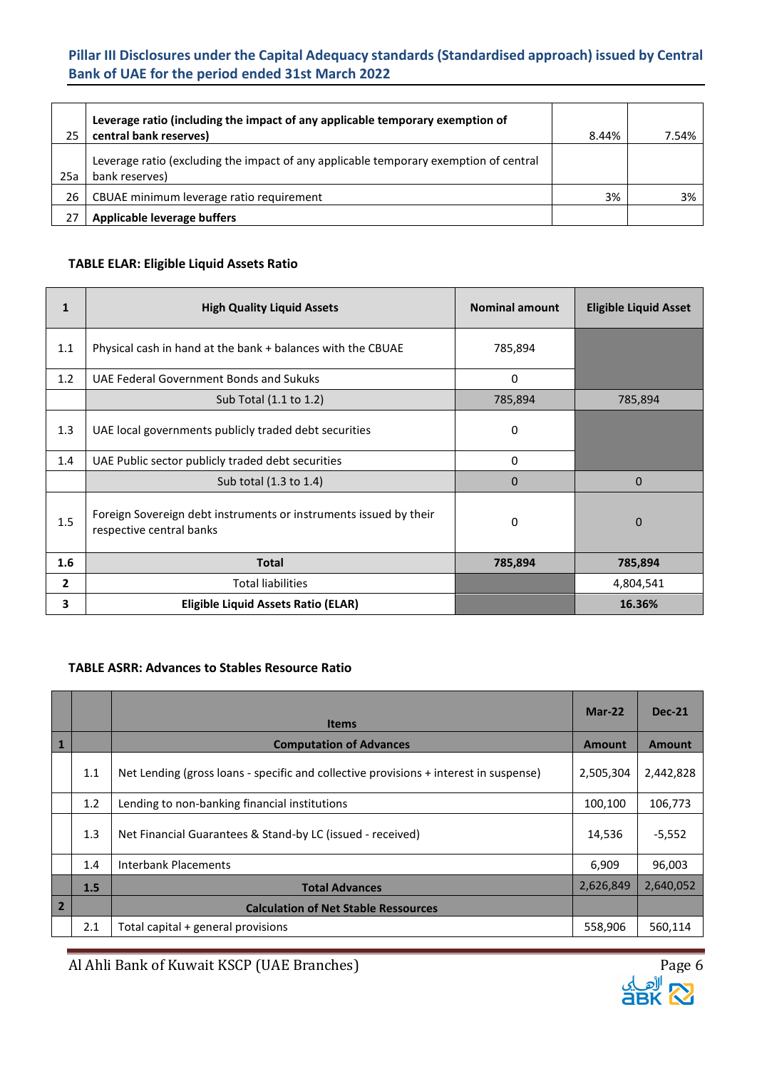| | | | |
|---|---|---|---|
| 25 | **Leverage ratio (including the impact of any applicable temporary exemption of central bank reserves)** | 8.44% | 7.54% |
| 25a | Leverage ratio (excluding the impact of any applicable temporary exemption of central bank reserves) | | |
| 26 | CBUAE minimum leverage ratio requirement | 3% | 3% |
| 27 | **Applicable leverage buffers** | | |

### TABLE ELAR: Eligible Liquid Assets Ratio

| **1** | **High Quality Liquid Assets** | **Nominal amount** | **Eligible Liquid Asset** |
|---|---|---|---|
| 1.1 | Physical cash in hand at the bank + balances with the CBUAE | 785,894 | |
| 1.2 | UAE Federal Government Bonds and Sukuks | 0 | |
| | Sub Total (1.1 to 1.2) | 785,894 | 785,894 |
| 1.3 | UAE local governments publicly traded debt securities | 0 | |
| 1.4 | UAE Public sector publicly traded debt securities | 0 | |
| | Sub total (1.3 to 1.4) | 0 | 0 |
| 1.5 | Foreign Sovereign debt instruments or instruments issued by their respective central banks | 0 | 0 |
| **1.6** | **Total** | **785,894** | **785,894** |
| **2** | Total liabilities | | 4,804,541 |
| **3** | **Eligible Liquid Assets Ratio (ELAR)** | | **16.36%** |

### TABLE ASRR: Advances to Stables Resource Ratio

| | | **Items** | **Mar-22** | **Dec-21** |
|---|---|---|---|---|
| **1** | | **Computation of Advances** | **Amount** | **Amount** |
| | 1.1 | Net Lending (gross loans - specific and collective provisions + interest in suspense) | 2,505,304 | 2,442,828 |
| | 1.2 | Lending to non-banking financial institutions | 100,100 | 106,773 |
| | 1.3 | Net Financial Guarantees & Stand-by LC (issued - received) | 14,536 | -5,552 |
| | 1.4 | Interbank Placements | 6,909 | 96,003 |
| | **1.5** | **Total Advances** | 2,626,849 | 2,640,052 |
| **2** | | **Calculation of Net Stable Ressources** | | |
| | 2.1 | Total capital + general provisions | 558,906 | 560,114 |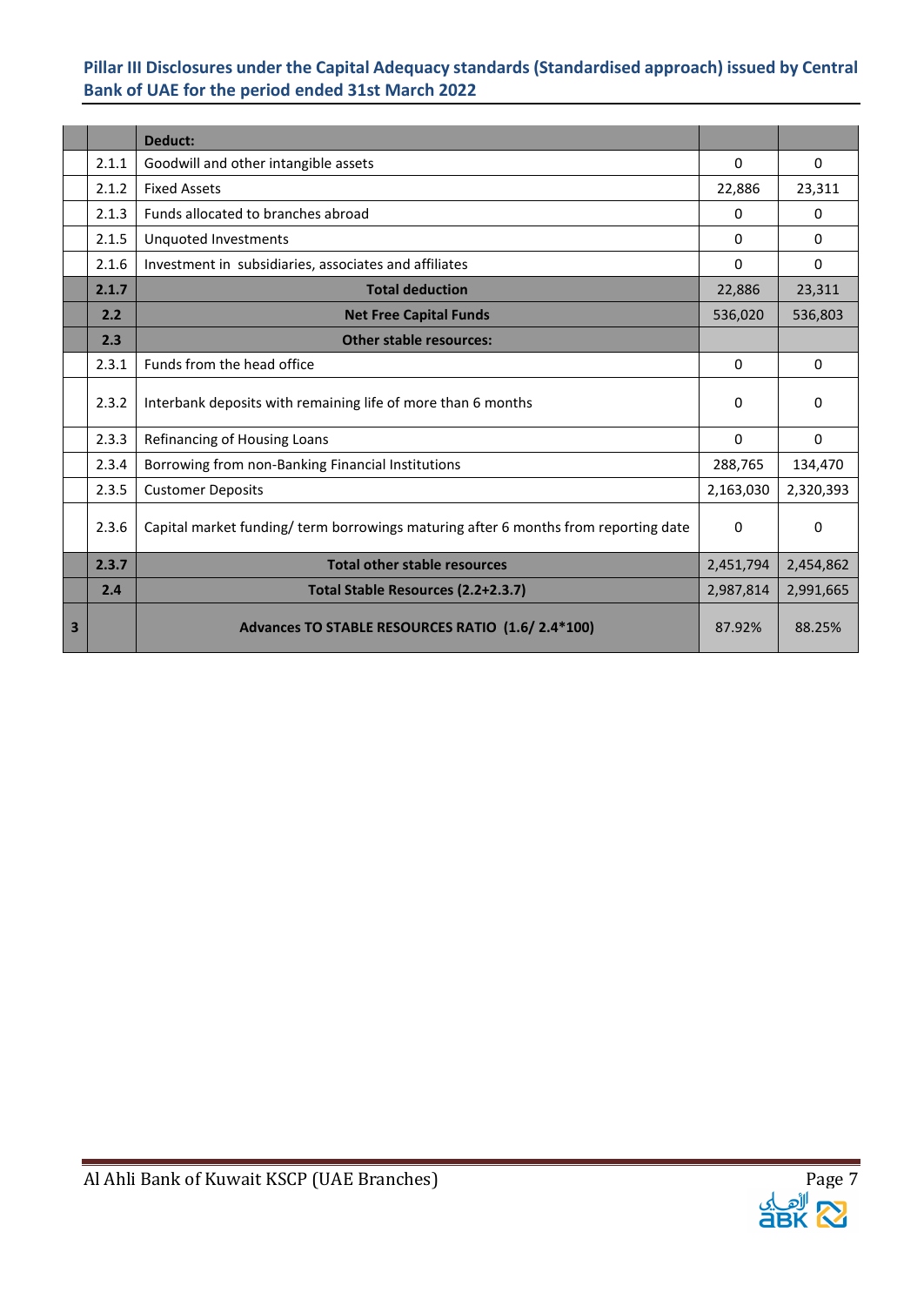| | | | | |
|---|---|---|---|---|
| | | **Deduct:** | | |
| | 2.1.1 | Goodwill and other intangible assets | 0 | 0 |
| | 2.1.2 | Fixed Assets | 22,886 | 23,311 |
| | 2.1.3 | Funds allocated to branches abroad | 0 | 0 |
| | 2.1.5 | Unquoted Investments | 0 | 0 |
| | 2.1.6 | Investment in subsidiaries, associates and affiliates | 0 | 0 |
| | **2.1.7** | **Total deduction** | 22,886 | 23,311 |
| | **2.2** | **Net Free Capital Funds** | 536,020 | 536,803 |
| | **2.3** | **Other stable resources:** | | |
| | 2.3.1 | Funds from the head office | 0 | 0 |
| | 2.3.2 | Interbank deposits with remaining life of more than 6 months | 0 | 0 |
| | 2.3.3 | Refinancing of Housing Loans | 0 | 0 |
| | 2.3.4 | Borrowing from non-Banking Financial Institutions | 288,765 | 134,470 |
| | 2.3.5 | Customer Deposits | 2,163,030 | 2,320,393 |
| | 2.3.6 | Capital market funding/ term borrowings maturing after 6 months from reporting date | 0 | 0 |
| | **2.3.7** | **Total other stable resources** | 2,451,794 | 2,454,862 |
| | **2.4** | **Total Stable Resources (2.2+2.3.7)** | 2,987,814 | 2,991,665 |
| **3** | | **Advances TO STABLE RESOURCES RATIO (1.6/ 2.4*100)** | 87.92% | 88.25% |